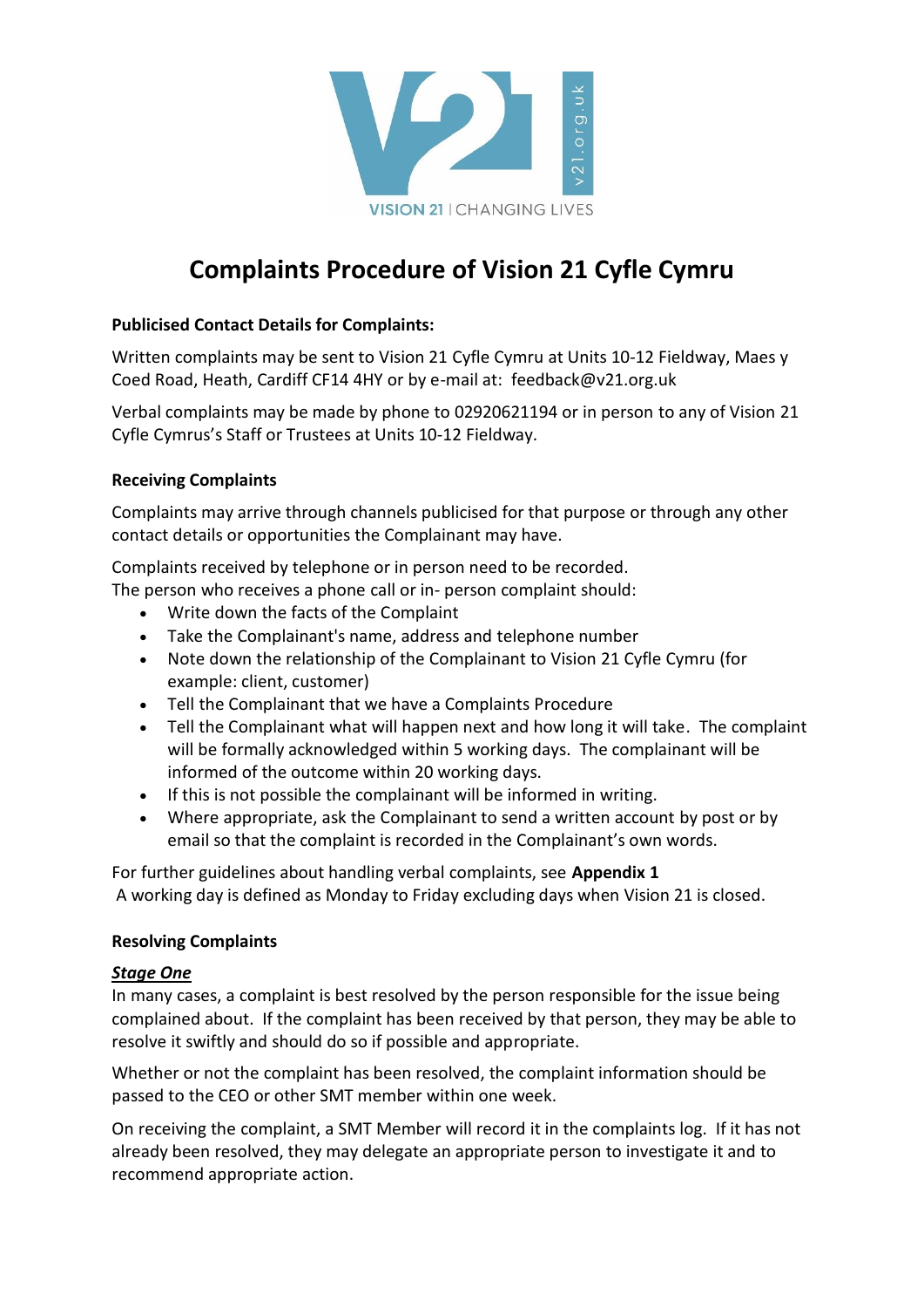# Complaints Procedure of Vision 21 Cyfle Cymru

**Publicised Contact Details for Complaints:**

Written complaints may be sent to Vision 21 Cyfle Cymru at Units 10-12 Fieldway, Maes y Coed Road, Heath, Cardiff CF14 4HY or by e-mail at: feedback@v21.org.uk

Verbal complaints may be made by phone to 02920621194 or in person to any of Vision 21 Cyfle Cymrus's Staff or Trustees at Units 10-12 Fieldway.

**Receiving Complaints**

Complaints may arrive through channels publicised for that purpose or through any other contact details or opportunities the Complainant may have.

Complaints received by telephone or in person need to be recorded.
The person who receives a phone call or in- person complaint should:

- Write down the facts of the Complaint
- Take the Complainant's name, address and telephone number
- Note down the relationship of the Complainant to Vision 21 Cyfle Cymru (for example: client, customer)
- Tell the Complainant that we have a Complaints Procedure
- Tell the Complainant what will happen next and how long it will take. The complaint will be formally acknowledged within 5 working days. The complainant will be informed of the outcome within 20 working days.
- If this is not possible the complainant will be informed in writing.
- Where appropriate, ask the Complainant to send a written account by post or by email so that the complaint is recorded in the Complainant's own words.

For further guidelines about handling verbal complaints, see **Appendix 1**
A working day is defined as Monday to Friday excluding days when Vision 21 is closed.

**Resolving Complaints**

***Stage One***

In many cases, a complaint is best resolved by the person responsible for the issue being complained about. If the complaint has been received by that person, they may be able to resolve it swiftly and should do so if possible and appropriate.

Whether or not the complaint has been resolved, the complaint information should be passed to the CEO or other SMT member within one week.

On receiving the complaint, a SMT Member will record it in the complaints log. If it has not already been resolved, they may delegate an appropriate person to investigate it and to recommend appropriate action.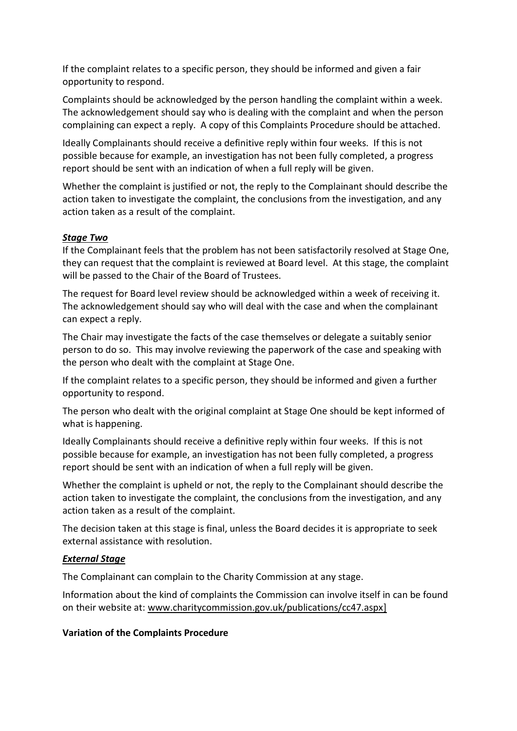If the complaint relates to a specific person, they should be informed and given a fair opportunity to respond.

Complaints should be acknowledged by the person handling the complaint within a week. The acknowledgement should say who is dealing with the complaint and when the person complaining can expect a reply. A copy of this Complaints Procedure should be attached.

Ideally Complainants should receive a definitive reply within four weeks. If this is not possible because for example, an investigation has not been fully completed, a progress report should be sent with an indication of when a full reply will be given.

Whether the complaint is justified or not, the reply to the Complainant should describe the action taken to investigate the complaint, the conclusions from the investigation, and any action taken as a result of the complaint.

***Stage Two***

If the Complainant feels that the problem has not been satisfactorily resolved at Stage One, they can request that the complaint is reviewed at Board level. At this stage, the complaint will be passed to the Chair of the Board of Trustees.

The request for Board level review should be acknowledged within a week of receiving it. The acknowledgement should say who will deal with the case and when the complainant can expect a reply.

The Chair may investigate the facts of the case themselves or delegate a suitably senior person to do so. This may involve reviewing the paperwork of the case and speaking with the person who dealt with the complaint at Stage One.

If the complaint relates to a specific person, they should be informed and given a further opportunity to respond.

The person who dealt with the original complaint at Stage One should be kept informed of what is happening.

Ideally Complainants should receive a definitive reply within four weeks. If this is not possible because for example, an investigation has not been fully completed, a progress report should be sent with an indication of when a full reply will be given.

Whether the complaint is upheld or not, the reply to the Complainant should describe the action taken to investigate the complaint, the conclusions from the investigation, and any action taken as a result of the complaint.

The decision taken at this stage is final, unless the Board decides it is appropriate to seek external assistance with resolution.

***External Stage***

The Complainant can complain to the Charity Commission at any stage.

Information about the kind of complaints the Commission can involve itself in can be found on their website at: www.charitycommission.gov.uk/publications/cc47.aspx]

**Variation of the Complaints Procedure**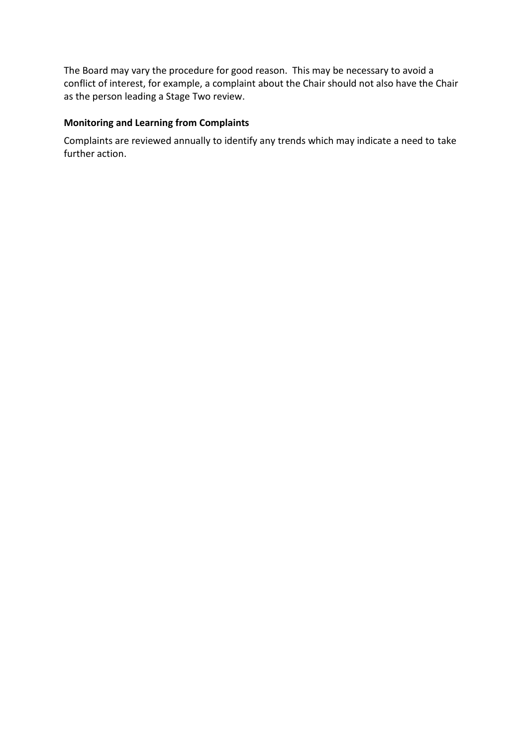The Board may vary the procedure for good reason. This may be necessary to avoid a conflict of interest, for example, a complaint about the Chair should not also have the Chair as the person leading a Stage Two review.

**Monitoring and Learning from Complaints**

Complaints are reviewed annually to identify any trends which may indicate a need to take further action.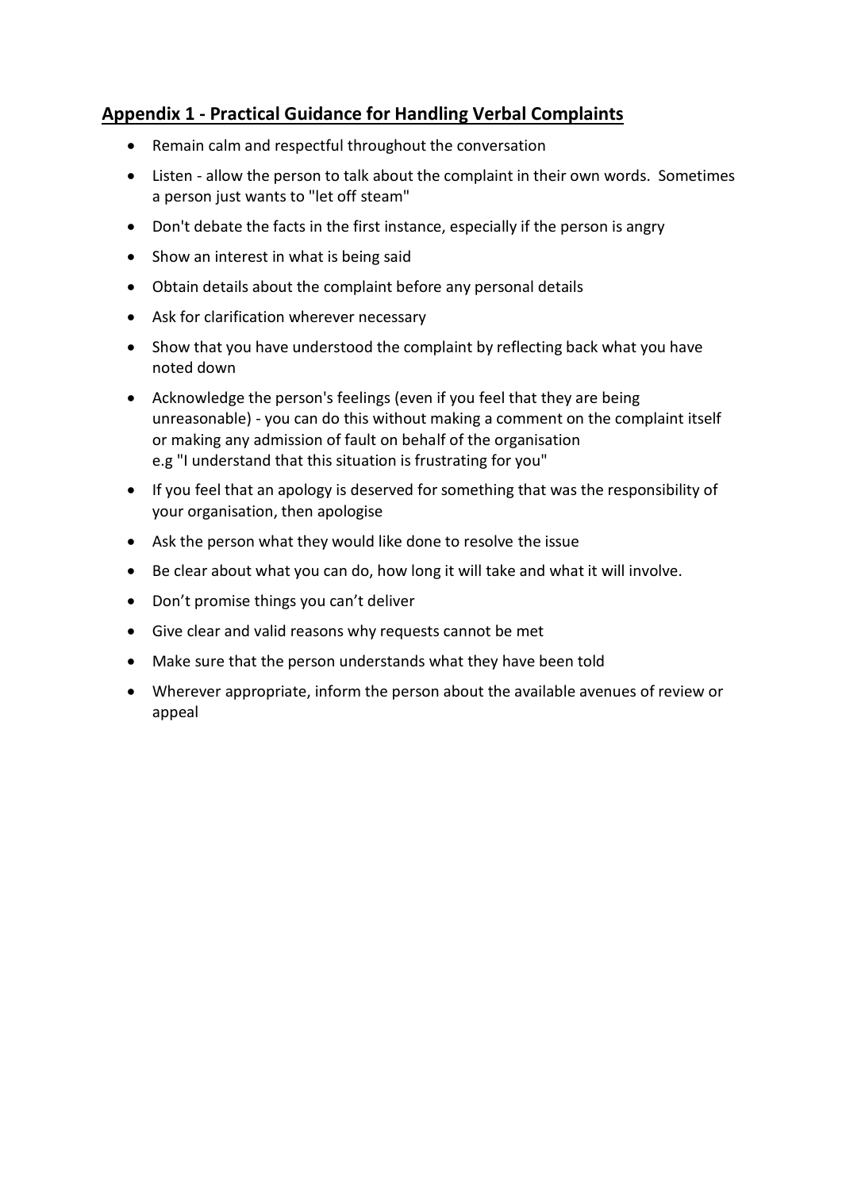## Appendix 1 - Practical Guidance for Handling Verbal Complaints

- Remain calm and respectful throughout the conversation
- Listen - allow the person to talk about the complaint in their own words. Sometimes a person just wants to "let off steam"
- Don't debate the facts in the first instance, especially if the person is angry
- Show an interest in what is being said
- Obtain details about the complaint before any personal details
- Ask for clarification wherever necessary
- Show that you have understood the complaint by reflecting back what you have noted down
- Acknowledge the person's feelings (even if you feel that they are being unreasonable) - you can do this without making a comment on the complaint itself or making any admission of fault on behalf of the organisation e.g "I understand that this situation is frustrating for you"
- If you feel that an apology is deserved for something that was the responsibility of your organisation, then apologise
- Ask the person what they would like done to resolve the issue
- Be clear about what you can do, how long it will take and what it will involve.
- Don't promise things you can't deliver
- Give clear and valid reasons why requests cannot be met
- Make sure that the person understands what they have been told
- Wherever appropriate, inform the person about the available avenues of review or appeal